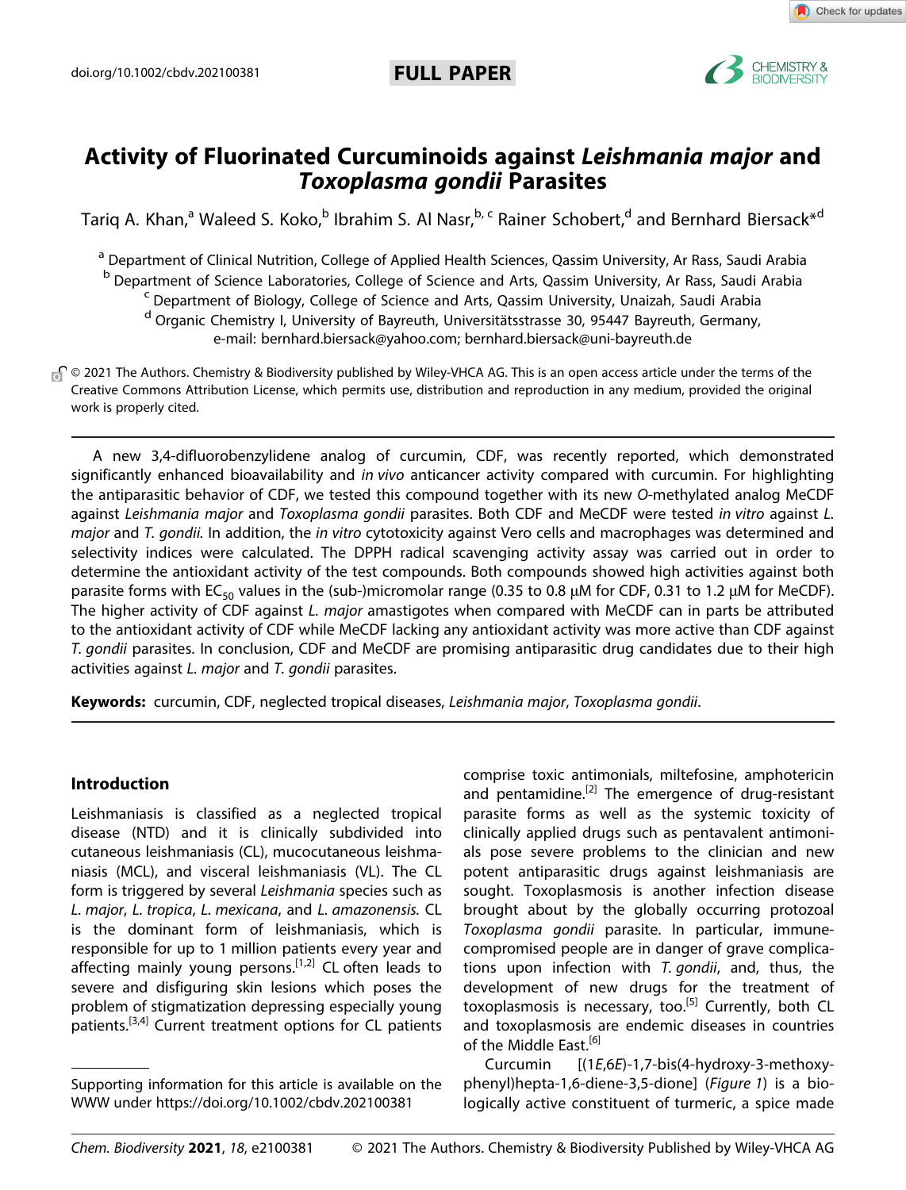doi.org/10.1002/cbdv.202100381

**FULL PAPER**

# Activity of Fluorinated Curcuminoids against *Leishmania major* and *Toxoplasma gondii* Parasites

Tariq A. Khan,[a] Waleed S. Koko,[b] Ibrahim S. Al Nasr,[b, c] Rainer Schobert,[d] and Bernhard Biersack*[d]

[a] Department of Clinical Nutrition, College of Applied Health Sciences, Qassim University, Ar Rass, Saudi Arabia
[b] Department of Science Laboratories, College of Science and Arts, Qassim University, Ar Rass, Saudi Arabia
[c] Department of Biology, College of Science and Arts, Qassim University, Unaizah, Saudi Arabia
[d] Organic Chemistry I, University of Bayreuth, Universitätsstrasse 30, 95447 Bayreuth, Germany, e-mail: bernhard.biersack@yahoo.com; bernhard.biersack@uni-bayreuth.de

© 2021 The Authors. Chemistry & Biodiversity published by Wiley-VHCA AG. This is an open access article under the terms of the Creative Commons Attribution License, which permits use, distribution and reproduction in any medium, provided the original work is properly cited.

A new 3,4-difluorobenzylidene analog of curcumin, CDF, was recently reported, which demonstrated significantly enhanced bioavailability and *in vivo* anticancer activity compared with curcumin. For highlighting the antiparasitic behavior of CDF, we tested this compound together with its new *O*-methylated analog MeCDF against *Leishmania major* and *Toxoplasma gondii* parasites. Both CDF and MeCDF were tested *in vitro* against *L. major* and *T. gondii*. In addition, the *in vitro* cytotoxicity against Vero cells and macrophages was determined and selectivity indices were calculated. The DPPH radical scavenging activity assay was carried out in order to determine the antioxidant activity of the test compounds. Both compounds showed high activities against both parasite forms with $EC_{50}$ values in the (sub-)micromolar range (0.35 to 0.8 μM for CDF, 0.31 to 1.2 μM for MeCDF). The higher activity of CDF against *L. major* amastigotes when compared with MeCDF can in parts be attributed to the antioxidant activity of CDF while MeCDF lacking any antioxidant activity was more active than CDF against *T. gondii* parasites. In conclusion, CDF and MeCDF are promising antiparasitic drug candidates due to their high activities against *L. major* and *T. gondii* parasites.

**Keywords:** curcumin, CDF, neglected tropical diseases, *Leishmania major*, *Toxoplasma gondii*.

## Introduction

Leishmaniasis is classified as a neglected tropical disease (NTD) and it is clinically subdivided into cutaneous leishmaniasis (CL), mucocutaneous leishmaniasis (MCL), and visceral leishmaniasis (VL). The CL form is triggered by several *Leishmania* species such as *L. major*, *L. tropica*, *L. mexicana*, and *L. amazonensis*. CL is the dominant form of leishmaniasis, which is responsible for up to 1 million patients every year and affecting mainly young persons.[1,2] CL often leads to severe and disfiguring skin lesions which poses the problem of stigmatization depressing especially young patients.[3,4] Current treatment options for CL patients comprise toxic antimonials, miltefosine, amphotericin and pentamidine.[2] The emergence of drug-resistant parasite forms as well as the systemic toxicity of clinically applied drugs such as pentavalent antimonials pose severe problems to the clinician and new potent antiparasitic drugs against leishmaniasis are sought. Toxoplasmosis is another infection disease brought about by the globally occurring protozoal *Toxoplasma gondii* parasite. In particular, immune-compromised people are in danger of grave complications upon infection with *T. gondii*, and, thus, the development of new drugs for the treatment of toxoplasmosis is necessary, too.[5] Currently, both CL and toxoplasmosis are endemic diseases in countries of the Middle East.[6]

Curcumin [(1*E*,6*E*)-1,7-bis(4-hydroxy-3-methoxyphenyl)hepta-1,6-diene-3,5-dione] (*Figure 1*) is a biologically active constituent of turmeric, a spice made

Supporting information for this article is available on the WWW under https://doi.org/10.1002/cbdv.202100381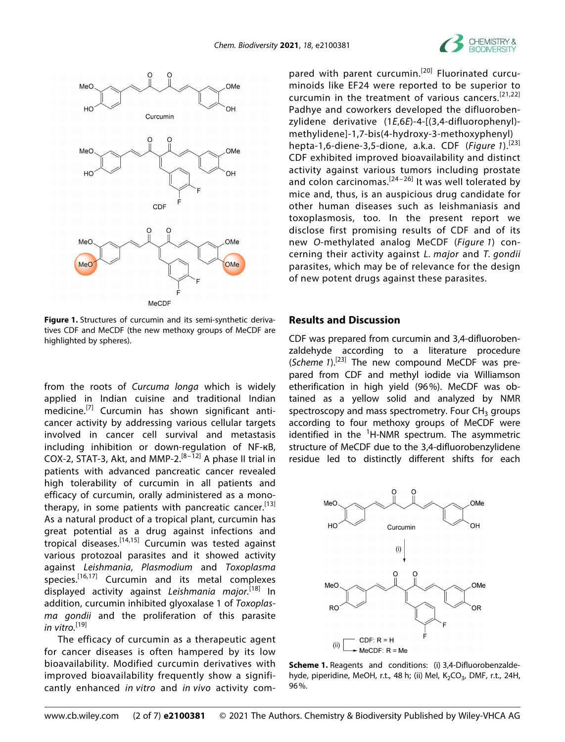Figure 1. Structures of curcumin and its semi-synthetic derivatives CDF and MeCDF (the new methoxy groups of MeCDF are highlighted by spheres).

from the roots of *Curcuma longa* which is widely applied in Indian cuisine and traditional Indian medicine.[7] Curcumin has shown significant anticancer activity by addressing various cellular targets involved in cancer cell survival and metastasis including inhibition or down-regulation of NF-κB, COX-2, STAT-3, Akt, and MMP-2.[8–12] A phase II trial in patients with advanced pancreatic cancer revealed high tolerability of curcumin in all patients and efficacy of curcumin, orally administered as a monotherapy, in some patients with pancreatic cancer.[13] As a natural product of a tropical plant, curcumin has great potential as a drug against infections and tropical diseases.[14,15] Curcumin was tested against various protozoal parasites and it showed activity against *Leishmania*, *Plasmodium* and *Toxoplasma* species.[16,17] Curcumin and its metal complexes displayed activity against *Leishmania major*.[18] In addition, curcumin inhibited glyoxalase 1 of *Toxoplasma gondii* and the proliferation of this parasite *in vitro*.[19]

The efficacy of curcumin as a therapeutic agent for cancer diseases is often hampered by its low bioavailability. Modified curcumin derivatives with improved bioavailability frequently show a significantly enhanced *in vitro* and *in vivo* activity compared with parent curcumin.[20] Fluorinated curcuminoids like EF24 were reported to be superior to curcumin in the treatment of various cancers.[21,22] Padhye and coworkers developed the difluorobenzylidene derivative (1*E*,6*E*)-4-[(3,4-difluorophenyl)-methylidene]-1,7-bis(4-hydroxy-3-methoxyphenyl) hepta-1,6-diene-3,5-dione, a.k.a. CDF (*Figure 1*).[23] CDF exhibited improved bioavailability and distinct activity against various tumors including prostate and colon carcinomas.[24–26] It was well tolerated by mice and, thus, is an auspicious drug candidate for other human diseases such as leishmaniasis and toxoplasmosis, too. In the present report we disclose first promising results of CDF and of its new *O*-methylated analog MeCDF (*Figure 1*) concerning their activity against *L. major* and *T. gondii* parasites, which may be of relevance for the design of new potent drugs against these parasites.

## Results and Discussion

CDF was prepared from curcumin and 3,4-difluorobenzaldehyde according to a literature procedure (*Scheme 1*).[23] The new compound MeCDF was prepared from CDF and methyl iodide via Williamson etherification in high yield (96%). MeCDF was obtained as a yellow solid and analyzed by NMR spectroscopy and mass spectrometry. Four $CH_3$ groups according to four methoxy groups of MeCDF were identified in the $^1$H-NMR spectrum. The asymmetric structure of MeCDF due to the 3,4-difluorobenzylidene residue led to distinctly different shifts for each

Scheme 1. Reagents and conditions: (i) 3,4-Difluorobenzaldehyde, piperidine, MeOH, r.t., 48 h; (ii) MeI, $K_2CO_3$, DMF, r.t., 24H, 96%.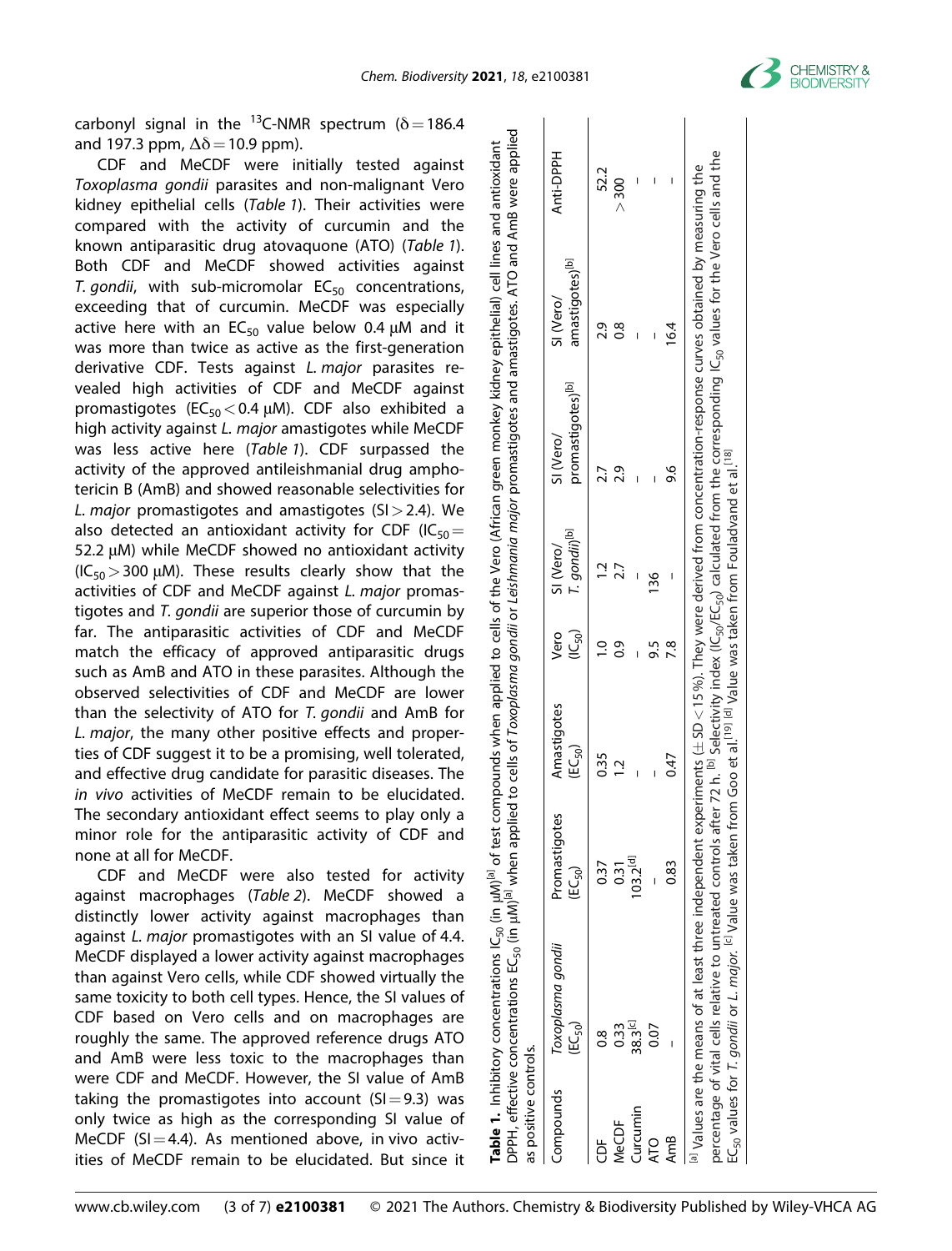carbonyl signal in the $^{13}$C-NMR spectrum ($\delta = 186.4$ and 197.3 ppm, $\Delta\delta = 10.9$ ppm).

CDF and MeCDF were initially tested against *Toxoplasma gondii* parasites and non-malignant Vero kidney epithelial cells (*Table 1*). Their activities were compared with the activity of curcumin and the known antiparasitic drug atovaquone (ATO) (*Table 1*). Both CDF and MeCDF showed activities against *T. gondii*, with sub-micromolar $EC_{50}$ concentrations, exceeding that of curcumin. MeCDF was especially active here with an $EC_{50}$ value below 0.4 μM and it was more than twice as active as the first-generation derivative CDF. Tests against *L. major* parasites revealed high activities of CDF and MeCDF against promastigotes ($EC_{50} < 0.4$ μM). CDF also exhibited a high activity against *L. major* amastigotes while MeCDF was less active here (*Table 1*). CDF surpassed the activity of the approved antileishmanial drug amphotericin B (AmB) and showed reasonable selectivities for *L. major* promastigotes and amastigotes (SI > 2.4). We also detected an antioxidant activity for CDF ($IC_{50}$ = 52.2 μM) while MeCDF showed no antioxidant activity ($IC_{50} > 300$ μM). These results clearly show that the activities of CDF and MeCDF against *L. major* promastigotes and *T. gondii* are superior those of curcumin by far. The antiparasitic activities of CDF and MeCDF match the efficacy of approved antiparasitic drugs such as AmB and ATO in these parasites. Although the observed selectivities of CDF and MeCDF are lower than the selectivity of ATO for *T. gondii* and AmB for *L. major*, the many other positive effects and properties of CDF suggest it to be a promising, well tolerated, and effective drug candidate for parasitic diseases. The *in vivo* activities of MeCDF remain to be elucidated. The secondary antioxidant effect seems to play only a minor role for the antiparasitic activity of CDF and none at all for MeCDF.

CDF and MeCDF were also tested for activity against macrophages (*Table 2*). MeCDF showed a distinctly lower activity against macrophages than against *L. major* promastigotes with an SI value of 4.4. MeCDF displayed a lower activity against macrophages than against Vero cells, while CDF showed virtually the same toxicity to both cell types. Hence, the SI values of CDF based on Vero cells and on macrophages are roughly the same. The approved reference drugs ATO and AmB were less toxic to the macrophages than were CDF and MeCDF. However, the SI value of AmB taking the promastigotes into account (SI = 9.3) was only twice as high as the corresponding SI value of MeCDF (SI = 4.4). As mentioned above, in vivo activities of MeCDF remain to be elucidated. But since it

**Table 1.** Inhibitory concentrations $IC_{50}$ (in μM)[a] of test compounds when applied to cells of the Vero (African green monkey kidney epithelial) cell lines and antioxidant DPPH, effective concentrations $EC_{50}$ (in μM)[a] when applied to cells of *Toxoplasma gondii* or *Leishmania major* promastigotes and amastigotes. ATO and AmB were applied as positive controls.

| Compounds | *Toxoplasma gondii* ($EC_{50}$) | Promastigotes ($EC_{50}$) | Amastigotes ($EC_{50}$) | Vero ($IC_{50}$) | SI (Vero/ *T. gondii*)[b] | SI (Vero/ promastigotes)[b] | SI (Vero/ amastigotes)[b] | Anti-DPPH |
|---|---|---|---|---|---|---|---|---|
| CDF | 0.8 | 0.37 | 0.35 | 1.0 | 1.2 | 2.7 | 2.9 | 52.2 |
| MeCDF | 0.33 | 0.31 | 1.2 | 0.9 | 2.7 | 2.9 | 0.8 | > 300 |
| Curcumin | 38.3[c] | 103.2[d] | – | – | – | – | – | – |
| ATO | 0.07 | – | – | 9.5 | 136 | – | – | – |
| AmB | – | 0.83 | 0.47 | 7.8 | – | 9.6 | 16.4 | – |

[a] Values are the means of at least three independent experiments (± SD < 15 %). They were derived from concentration-response curves obtained by measuring the percentage of vital cells relative to untreated controls after 72 h. [b] Selectivity index ($IC_{50}$/$EC_{50}$) calculated from the corresponding $IC_{50}$ values for the Vero cells and the $EC_{50}$ values for *T. gondii* or *L. major*. [c] Value was taken from Goo et al.[19] [d] Value was taken from Fouladvand et al.[18]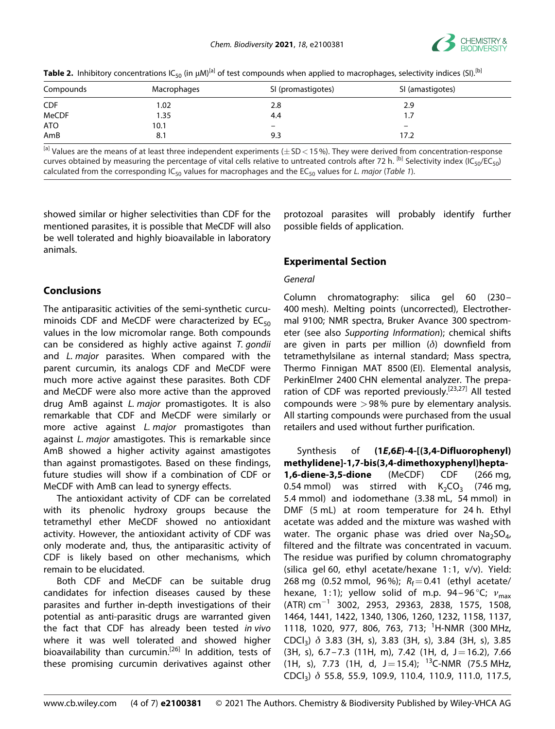**Table 2.** Inhibitory concentrations $IC_{50}$ (in μM)[a] of test compounds when applied to macrophages, selectivity indices (SI).[b]

| Compounds | Macrophages | SI (promastigotes) | SI (amastigotes) |
|---|---|---|---|
| CDF | 1.02 | 2.8 | 2.9 |
| MeCDF | 1.35 | 4.4 | 1.7 |
| ATO | 10.1 | – | – |
| AmB | 8.1 | 9.3 | 17.2 |

[a] Values are the means of at least three independent experiments (±SD<15%). They were derived from concentration-response curves obtained by measuring the percentage of vital cells relative to untreated controls after 72 h. [b] Selectivity index ($IC_{50}/EC_{50}$) calculated from the corresponding $IC_{50}$ values for macrophages and the $EC_{50}$ values for *L. major* (*Table 1*).

showed similar or higher selectivities than CDF for the mentioned parasites, it is possible that MeCDF will also be well tolerated and highly bioavailable in laboratory animals.

## Conclusions

The antiparasitic activities of the semi-synthetic curcuminoids CDF and MeCDF were characterized by $EC_{50}$ values in the low micromolar range. Both compounds can be considered as highly active against *T. gondii* and *L. major* parasites. When compared with the parent curcumin, its analogs CDF and MeCDF were much more active against these parasites. Both CDF and MeCDF were also more active than the approved drug AmB against *L. major* promastigotes. It is also remarkable that CDF and MeCDF were similarly or more active against *L. major* promastigotes than against *L. major* amastigotes. This is remarkable since AmB showed a higher activity against amastigotes than against promastigotes. Based on these findings, future studies will show if a combination of CDF or MeCDF with AmB can lead to synergy effects.

The antioxidant activity of CDF can be correlated with its phenolic hydroxy groups because the tetramethyl ether MeCDF showed no antioxidant activity. However, the antioxidant activity of CDF was only moderate and, thus, the antiparasitic activity of CDF is likely based on other mechanisms, which remain to be elucidated.

Both CDF and MeCDF can be suitable drug candidates for infection diseases caused by these parasites and further in-depth investigations of their potential as anti-parasitic drugs are warranted given the fact that CDF has already been tested *in vivo* where it was well tolerated and showed higher bioavailability than curcumin.[26] In addition, tests of these promising curcumin derivatives against other protozoal parasites will probably identify further possible fields of application.

## Experimental Section

### General

Column chromatography: silica gel 60 (230–400 mesh). Melting points (uncorrected), Electrothermal 9100; NMR spectra, Bruker Avance 300 spectrometer (see also *Supporting Information*); chemical shifts are given in parts per million (δ) downfield from tetramethylsilane as internal standard; Mass spectra, Thermo Finnigan MAT 8500 (EI). Elemental analysis, PerkinElmer 2400 CHN elemental analyzer. The preparation of CDF was reported previously.[23,27] All tested compounds were >98% pure by elementary analysis. All starting compounds were purchased from the usual retailers and used without further purification.

Synthesis of **(1*E*,6*E*)-4-[(3,4-Difluorophenyl)methylidene]-1,7-bis(3,4-dimethoxyphenyl)hepta-1,6-diene-3,5-dione** (MeCDF) CDF (266 mg, 0.54 mmol) was stirred with $K_2CO_3$ (746 mg, 5.4 mmol) and iodomethane (3.38 mL, 54 mmol) in DMF (5 mL) at room temperature for 24 h. Ethyl acetate was added and the mixture was washed with water. The organic phase was dried over $Na_2SO_4$, filtered and the filtrate was concentrated in vacuum. The residue was purified by column chromatography (silica gel 60, ethyl acetate/hexane 1:1, v/v). Yield: 268 mg (0.52 mmol, 96%); $R_f$ = 0.41 (ethyl acetate/hexane, 1:1); yellow solid of m.p. 94–96 °C; $\nu_{max}$ (ATR) $cm^{-1}$ 3002, 2953, 29363, 2838, 1575, 1508, 1464, 1441, 1422, 1340, 1306, 1260, 1232, 1158, 1137, 1118, 1020, 977, 806, 763, 713; $^{1}$H-NMR (300 MHz, $CDCl_3$) δ 3.83 (3H, s), 3.83 (3H, s), 3.84 (3H, s), 3.85 (3H, s), 6.7–7.3 (11H, m), 7.42 (1H, d, J = 16.2), 7.66 (1H, s), 7.73 (1H, d, J = 15.4); $^{13}$C-NMR (75.5 MHz, $CDCl_3$) δ 55.8, 55.9, 109.9, 110.4, 110.9, 111.0, 117.5,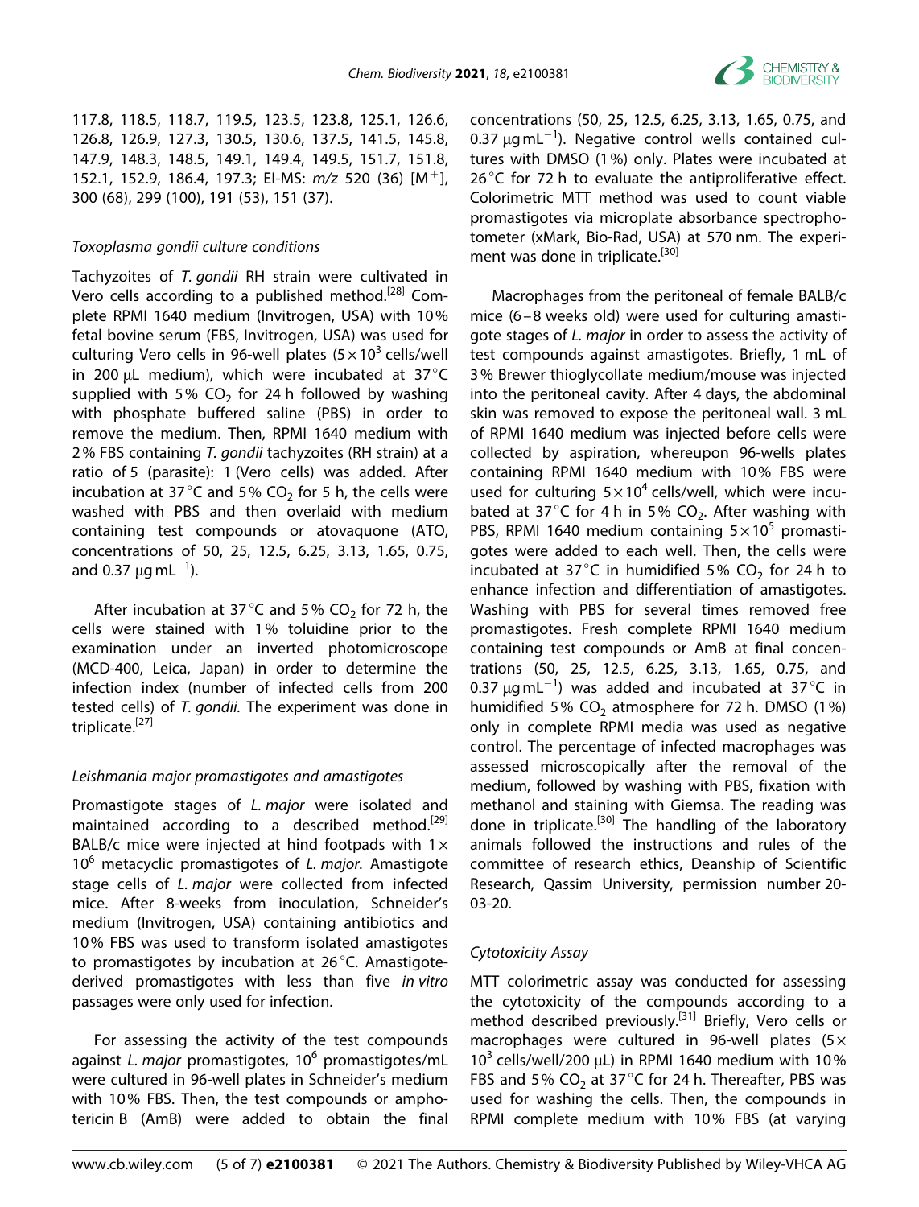117.8, 118.5, 118.7, 119.5, 123.5, 123.8, 125.1, 126.6, 126.8, 126.9, 127.3, 130.5, 130.6, 137.5, 141.5, 145.8, 147.9, 148.3, 148.5, 149.1, 149.4, 149.5, 151.7, 151.8, 152.1, 152.9, 186.4, 197.3; EI-MS: *m/z* 520 (36) $[M^+]$, 300 (68), 299 (100), 191 (53), 151 (37).

*Toxoplasma gondii culture conditions*

Tachyzoites of *T. gondii* RH strain were cultivated in Vero cells according to a published method.[28] Complete RPMI 1640 medium (Invitrogen, USA) with 10% fetal bovine serum (FBS, Invitrogen, USA) was used for culturing Vero cells in 96-well plates ($5\times10^3$ cells/well in 200 μL medium), which were incubated at 37 °C supplied with 5% $CO_2$ for 24 h followed by washing with phosphate buffered saline (PBS) in order to remove the medium. Then, RPMI 1640 medium with 2% FBS containing *T. gondii* tachyzoites (RH strain) at a ratio of 5 (parasite): 1 (Vero cells) was added. After incubation at 37 °C and 5% $CO_2$ for 5 h, the cells were washed with PBS and then overlaid with medium containing test compounds or atovaquone (ATO, concentrations of 50, 25, 12.5, 6.25, 3.13, 1.65, 0.75, and 0.37 μg $mL^{-1}$).

After incubation at 37 °C and 5% $CO_2$ for 72 h, the cells were stained with 1% toluidine prior to the examination under an inverted photomicroscope (MCD-400, Leica, Japan) in order to determine the infection index (number of infected cells from 200 tested cells) of *T. gondii*. The experiment was done in triplicate.[27]

*Leishmania major promastigotes and amastigotes*

Promastigote stages of *L. major* were isolated and maintained according to a described method.[29] BALB/c mice were injected at hind footpads with $1\times10^6$ metacyclic promastigotes of *L. major*. Amastigote stage cells of *L. major* were collected from infected mice. After 8-weeks from inoculation, Schneider's medium (Invitrogen, USA) containing antibiotics and 10% FBS was used to transform isolated amastigotes to promastigotes by incubation at 26 °C. Amastigote-derived promastigotes with less than five *in vitro* passages were only used for infection.

For assessing the activity of the test compounds against *L. major* promastigotes, $10^6$ promastigotes/mL were cultured in 96-well plates in Schneider's medium with 10% FBS. Then, the test compounds or amphotericin B (AmB) were added to obtain the final concentrations (50, 25, 12.5, 6.25, 3.13, 1.65, 0.75, and 0.37 μg $mL^{-1}$). Negative control wells contained cultures with DMSO (1%) only. Plates were incubated at 26 °C for 72 h to evaluate the antiproliferative effect. Colorimetric MTT method was used to count viable promastigotes via microplate absorbance spectrophotometer (xMark, Bio-Rad, USA) at 570 nm. The experiment was done in triplicate.[30]

Macrophages from the peritoneal of female BALB/c mice (6–8 weeks old) were used for culturing amastigote stages of *L. major* in order to assess the activity of test compounds against amastigotes. Briefly, 1 mL of 3% Brewer thioglycollate medium/mouse was injected into the peritoneal cavity. After 4 days, the abdominal skin was removed to expose the peritoneal wall. 3 mL of RPMI 1640 medium was injected before cells were collected by aspiration, whereupon 96-wells plates containing RPMI 1640 medium with 10% FBS were used for culturing $5\times10^4$ cells/well, which were incubated at 37 °C for 4 h in 5% $CO_2$. After washing with PBS, RPMI 1640 medium containing $5\times10^5$ promastigotes were added to each well. Then, the cells were incubated at 37 °C in humidified 5% $CO_2$ for 24 h to enhance infection and differentiation of amastigotes. Washing with PBS for several times removed free promastigotes. Fresh complete RPMI 1640 medium containing test compounds or AmB at final concentrations (50, 25, 12.5, 6.25, 3.13, 1.65, 0.75, and 0.37 μg $mL^{-1}$) was added and incubated at 37 °C in humidified 5% $CO_2$ atmosphere for 72 h. DMSO (1%) only in complete RPMI media was used as negative control. The percentage of infected macrophages was assessed microscopically after the removal of the medium, followed by washing with PBS, fixation with methanol and staining with Giemsa. The reading was done in triplicate.[30] The handling of the laboratory animals followed the instructions and rules of the committee of research ethics, Deanship of Scientific Research, Qassim University, permission number 20-03-20.

*Cytotoxicity Assay*

MTT colorimetric assay was conducted for assessing the cytotoxicity of the compounds according to a method described previously.[31] Briefly, Vero cells or macrophages were cultured in 96-well plates ($5\times10^3$ cells/well/200 μL) in RPMI 1640 medium with 10% FBS and 5% $CO_2$ at 37 °C for 24 h. Thereafter, PBS was used for washing the cells. Then, the compounds in RPMI complete medium with 10% FBS (at varying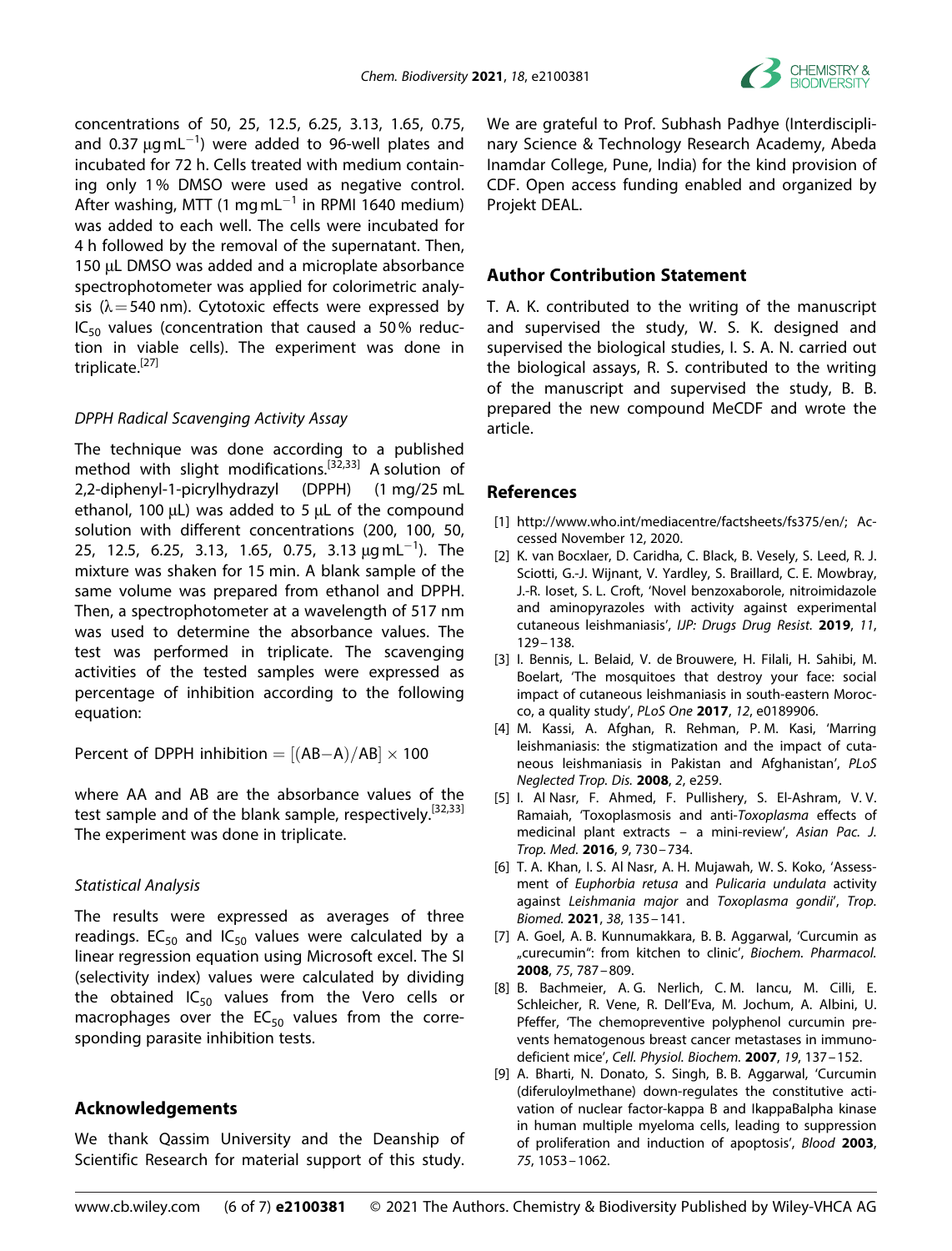concentrations of 50, 25, 12.5, 6.25, 3.13, 1.65, 0.75, and 0.37 $\mu g\,mL^{-1}$) were added to 96-well plates and incubated for 72 h. Cells treated with medium containing only 1% DMSO were used as negative control. After washing, MTT (1 $mg\,mL^{-1}$ in RPMI 1640 medium) was added to each well. The cells were incubated for 4 h followed by the removal of the supernatant. Then, 150 μL DMSO was added and a microplate absorbance spectrophotometer was applied for colorimetric analysis ($\lambda = 540$ nm). Cytotoxic effects were expressed by $IC_{50}$ values (concentration that caused a 50% reduction in viable cells). The experiment was done in triplicate.[27]

### *DPPH Radical Scavenging Activity Assay*

The technique was done according to a published method with slight modifications.[32,33] A solution of 2,2-diphenyl-1-picrylhydrazyl (DPPH) (1 mg/25 mL ethanol, 100 μL) was added to 5 μL of the compound solution with different concentrations (200, 100, 50, 25, 12.5, 6.25, 3.13, 1.65, 0.75, 3.13 $\mu g\,mL^{-1}$). The mixture was shaken for 15 min. A blank sample of the same volume was prepared from ethanol and DPPH. Then, a spectrophotometer at a wavelength of 517 nm was used to determine the absorbance values. The test was performed in triplicate. The scavenging activities of the tested samples were expressed as percentage of inhibition according to the following equation:

$$\text{Percent of DPPH inhibition} = [(AB - A)/AB] \times 100$$

where AA and AB are the absorbance values of the test sample and of the blank sample, respectively.[32,33] The experiment was done in triplicate.

### *Statistical Analysis*

The results were expressed as averages of three readings. $EC_{50}$ and $IC_{50}$ values were calculated by a linear regression equation using Microsoft excel. The SI (selectivity index) values were calculated by dividing the obtained $IC_{50}$ values from the Vero cells or macrophages over the $EC_{50}$ values from the corresponding parasite inhibition tests.

## Acknowledgements

We thank Qassim University and the Deanship of Scientific Research for material support of this study. We are grateful to Prof. Subhash Padhye (Interdisciplinary Science & Technology Research Academy, Abeda Inamdar College, Pune, India) for the kind provision of CDF. Open access funding enabled and organized by Projekt DEAL.

## Author Contribution Statement

T. A. K. contributed to the writing of the manuscript and supervised the study, W. S. K. designed and supervised the biological studies, I. S. A. N. carried out the biological assays, R. S. contributed to the writing of the manuscript and supervised the study, B. B. prepared the new compound MeCDF and wrote the article.

## References

[1] http://www.who.int/mediacentre/factsheets/fs375/en/; Accessed November 12, 2020.

[2] K. van Bocxlaer, D. Caridha, C. Black, B. Vesely, S. Leed, R. J. Sciotti, G.-J. Wijnant, V. Yardley, S. Braillard, C. E. Mowbray, J.-R. Ioset, S. L. Croft, 'Novel benzoxaborole, nitroimidazole and aminopyrazoles with activity against experimental cutaneous leishmaniasis', *IJP: Drugs Drug Resist.* **2019**, *11*, 129–138.

[3] I. Bennis, L. Belaid, V. de Brouwere, H. Filali, H. Sahibi, M. Boelart, 'The mosquitoes that destroy your face: social impact of cutaneous leishmaniasis in south-eastern Morocco, a quality study', *PLoS One* **2017**, *12*, e0189906.

[4] M. Kassi, A. Afghan, R. Rehman, P. M. Kasi, 'Marring leishmaniasis: the stigmatization and the impact of cutaneous leishmaniasis in Pakistan and Afghanistan', *PLoS Neglected Trop. Dis.* **2008**, *2*, e259.

[5] I. Al Nasr, F. Ahmed, F. Pullishery, S. El-Ashram, V. V. Ramaiah, 'Toxoplasmosis and anti-*Toxoplasma* effects of medicinal plant extracts – a mini-review', *Asian Pac. J. Trop. Med.* **2016**, *9*, 730–734.

[6] T. A. Khan, I. S. Al Nasr, A. H. Mujawah, W. S. Koko, 'Assessment of *Euphorbia retusa* and *Pulicaria undulata* activity against *Leishmania major* and *Toxoplasma gondii*', *Trop. Biomed.* **2021**, *38*, 135–141.

[7] A. Goel, A. B. Kunnumakkara, B. B. Aggarwal, 'Curcumin as „curecumin": from kitchen to clinic', *Biochem. Pharmacol.* **2008**, *75*, 787–809.

[8] B. Bachmeier, A. G. Nerlich, C. M. Iancu, M. Cilli, E. Schleicher, R. Vene, R. Dell'Eva, M. Jochum, A. Albini, U. Pfeffer, 'The chemopreventive polyphenol curcumin prevents hematogenous breast cancer metastases in immunodeficient mice', *Cell. Physiol. Biochem.* **2007**, *19*, 137–152.

[9] A. Bharti, N. Donato, S. Singh, B. B. Aggarwal, 'Curcumin (diferuloylmethane) down-regulates the constitutive activation of nuclear factor-kappa B and IkappaBalpha kinase in human multiple myeloma cells, leading to suppression of proliferation and induction of apoptosis', *Blood* **2003**, *75*, 1053–1062.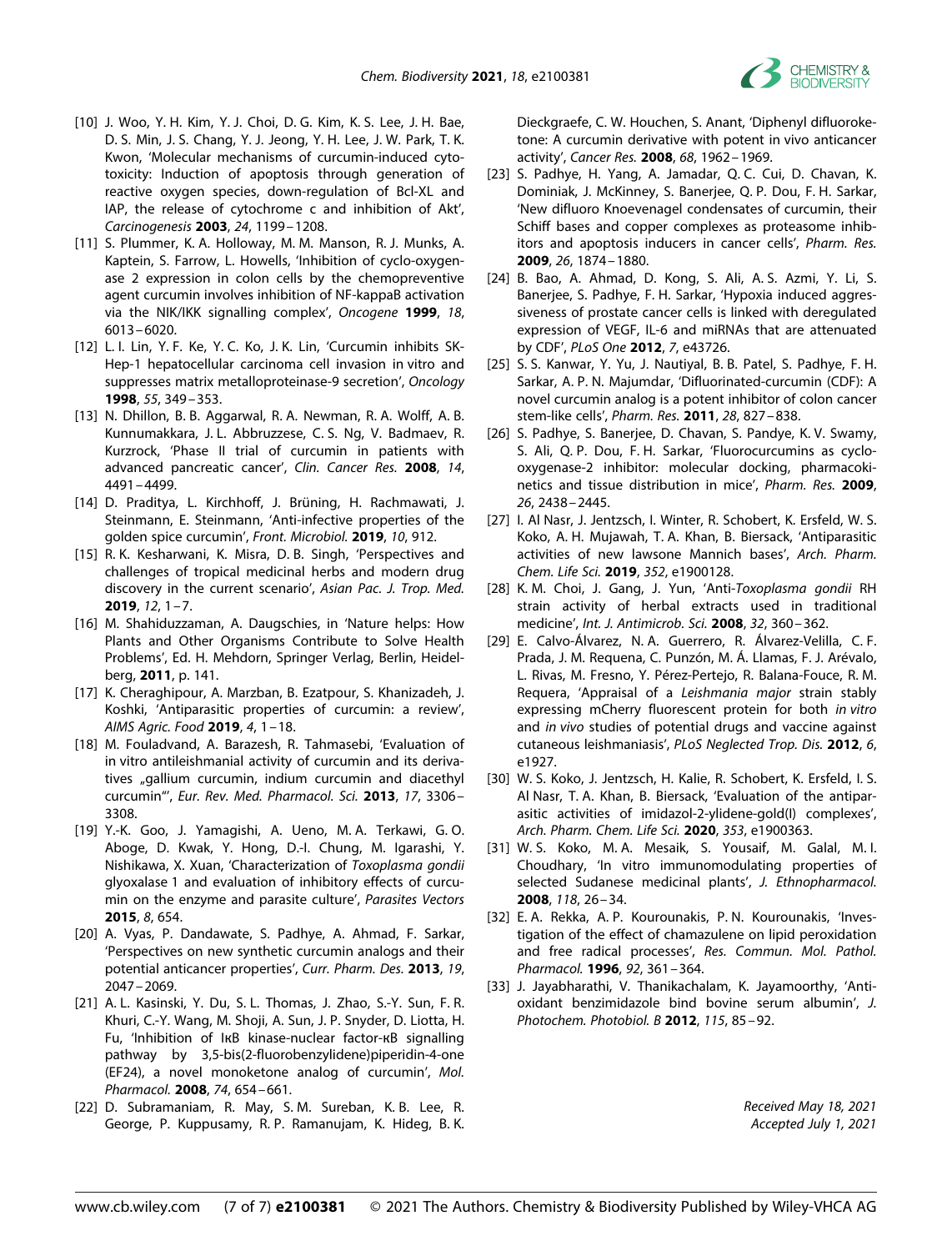[10] J. Woo, Y. H. Kim, Y. J. Choi, D. G. Kim, K. S. Lee, J. H. Bae, D. S. Min, J. S. Chang, Y. J. Jeong, Y. H. Lee, J. W. Park, T. K. Kwon, 'Molecular mechanisms of curcumin-induced cytotoxicity: Induction of apoptosis through generation of reactive oxygen species, down-regulation of Bcl-XL and IAP, the release of cytochrome c and inhibition of Akt', *Carcinogenesis* **2003**, *24*, 1199–1208.

[11] S. Plummer, K. A. Holloway, M. M. Manson, R. J. Munks, A. Kaptein, S. Farrow, L. Howells, 'Inhibition of cyclo-oxygenase 2 expression in colon cells by the chemopreventive agent curcumin involves inhibition of NF-kappaB activation via the NIK/IKK signalling complex', *Oncogene* **1999**, *18*, 6013–6020.

[12] L. I. Lin, Y. F. Ke, Y. C. Ko, J. K. Lin, 'Curcumin inhibits SK-Hep-1 hepatocellular carcinoma cell invasion in vitro and suppresses matrix metalloproteinase-9 secretion', *Oncology* **1998**, *55*, 349–353.

[13] N. Dhillon, B. B. Aggarwal, R. A. Newman, R. A. Wolff, A. B. Kunnumakkara, J. L. Abbruzzese, C. S. Ng, V. Badmaev, R. Kurzrock, 'Phase II trial of curcumin in patients with advanced pancreatic cancer', *Clin. Cancer Res.* **2008**, *14*, 4491–4499.

[14] D. Praditya, L. Kirchhoff, J. Brüning, H. Rachmawati, J. Steinmann, E. Steinmann, 'Anti-infective properties of the golden spice curcumin', *Front. Microbiol.* **2019**, *10*, 912.

[15] R. K. Kesharwani, K. Misra, D. B. Singh, 'Perspectives and challenges of tropical medicinal herbs and modern drug discovery in the current scenario', *Asian Pac. J. Trop. Med.* **2019**, *12*, 1–7.

[16] M. Shahiduzzaman, A. Daugschies, in 'Nature helps: How Plants and Other Organisms Contribute to Solve Health Problems', Ed. H. Mehdorn, Springer Verlag, Berlin, Heidelberg, **2011**, p. 141.

[17] K. Cheraghipour, A. Marzban, B. Ezatpour, S. Khanizadeh, J. Koshki, 'Antiparasitic properties of curcumin: a review', *AIMS Agric. Food* **2019**, *4*, 1–18.

[18] M. Fouladvand, A. Barazesh, R. Tahmasebi, 'Evaluation of in vitro antileishmanial activity of curcumin and its derivatives „gallium curcumin, indium curcumin and diacethyl curcumin"', *Eur. Rev. Med. Pharmacol. Sci.* **2013**, *17*, 3306–3308.

[19] Y.-K. Goo, J. Yamagishi, A. Ueno, M. A. Terkawi, G. O. Aboge, D. Kwak, Y. Hong, D.-I. Chung, M. Igarashi, Y. Nishikawa, X. Xuan, 'Characterization of *Toxoplasma gondii* glyoxalase 1 and evaluation of inhibitory effects of curcumin on the enzyme and parasite culture', *Parasites Vectors* **2015**, *8*, 654.

[20] A. Vyas, P. Dandawate, S. Padhye, A. Ahmad, F. Sarkar, 'Perspectives on new synthetic curcumin analogs and their potential anticancer properties', *Curr. Pharm. Des.* **2013**, *19*, 2047–2069.

[21] A. L. Kasinski, Y. Du, S. L. Thomas, J. Zhao, S.-Y. Sun, F. R. Khuri, C.-Y. Wang, M. Shoji, A. Sun, J. P. Snyder, D. Liotta, H. Fu, 'Inhibition of IκB kinase-nuclear factor-κB signalling pathway by 3,5-bis(2-fluorobenzylidene)piperidin-4-one (EF24), a novel monoketone analog of curcumin', *Mol. Pharmacol.* **2008**, *74*, 654–661.

[22] D. Subramaniam, R. May, S. M. Sureban, K. B. Lee, R. George, P. Kuppusamy, R. P. Ramanujam, K. Hideg, B. K. Dieckgraefe, C. W. Houchen, S. Anant, 'Diphenyl difluoroketone: A curcumin derivative with potent in vivo anticancer activity', *Cancer Res.* **2008**, *68*, 1962–1969.

[23] S. Padhye, H. Yang, A. Jamadar, Q. C. Cui, D. Chavan, K. Dominiak, J. McKinney, S. Banerjee, Q. P. Dou, F. H. Sarkar, 'New difluoro Knoevenagel condensates of curcumin, their Schiff bases and copper complexes as proteasome inhibitors and apoptosis inducers in cancer cells', *Pharm. Res.* **2009**, *26*, 1874–1880.

[24] B. Bao, A. Ahmad, D. Kong, S. Ali, A. S. Azmi, Y. Li, S. Banerjee, S. Padhye, F. H. Sarkar, 'Hypoxia induced aggressiveness of prostate cancer cells is linked with deregulated expression of VEGF, IL-6 and miRNAs that are attenuated by CDF', *PLoS One* **2012**, *7*, e43726.

[25] S. S. Kanwar, Y. Yu, J. Nautiyal, B. B. Patel, S. Padhye, F. H. Sarkar, A. P. N. Majumdar, 'Difluorinated-curcumin (CDF): A novel curcumin analog is a potent inhibitor of colon cancer stem-like cells', *Pharm. Res.* **2011**, *28*, 827–838.

[26] S. Padhye, S. Banerjee, D. Chavan, S. Pandye, K. V. Swamy, S. Ali, Q. P. Dou, F. H. Sarkar, 'Fluorocurcumins as cyclooxygenase-2 inhibitor: molecular docking, pharmacokinetics and tissue distribution in mice', *Pharm. Res.* **2009**, *26*, 2438–2445.

[27] I. Al Nasr, J. Jentzsch, I. Winter, R. Schobert, K. Ersfeld, W. S. Koko, A. H. Mujawah, T. A. Khan, B. Biersack, 'Antiparasitic activities of new lawsone Mannich bases', *Arch. Pharm. Chem. Life Sci.* **2019**, *352*, e1900128.

[28] K. M. Choi, J. Gang, J. Yun, 'Anti-*Toxoplasma gondii* RH strain activity of herbal extracts used in traditional medicine', *Int. J. Antimicrob. Sci.* **2008**, *32*, 360–362.

[29] E. Calvo-Álvarez, N. A. Guerrero, R. Álvarez-Velilla, C. F. Prada, J. M. Requena, C. Punzón, M. Á. Llamas, F. J. Arévalo, L. Rivas, M. Fresno, Y. Pérez-Pertejo, R. Balana-Fouce, R. M. Requera, 'Appraisal of a *Leishmania major* strain stably expressing mCherry fluorescent protein for both *in vitro* and *in vivo* studies of potential drugs and vaccine against cutaneous leishmaniasis', *PLoS Neglected Trop. Dis.* **2012**, *6*, e1927.

[30] W. S. Koko, J. Jentzsch, H. Kalie, R. Schobert, K. Ersfeld, I. S. Al Nasr, T. A. Khan, B. Biersack, 'Evaluation of the antiparasitic activities of imidazol-2-ylidene-gold(I) complexes', *Arch. Pharm. Chem. Life Sci.* **2020**, *353*, e1900363.

[31] W. S. Koko, M. A. Mesaik, S. Yousaif, M. Galal, M. I. Choudhary, 'In vitro immunomodulating properties of selected Sudanese medicinal plants', *J. Ethnopharmacol.* **2008**, *118*, 26–34.

[32] E. A. Rekka, A. P. Kourounakis, P. N. Kourounakis, 'Investigation of the effect of chamazulene on lipid peroxidation and free radical processes', *Res. Commun. Mol. Pathol. Pharmacol.* **1996**, *92*, 361–364.

[33] J. Jayabharathi, V. Thanikachalam, K. Jayamoorthy, 'Antioxidant benzimidazole bind bovine serum albumin', *J. Photochem. Photobiol. B* **2012**, *115*, 85–92.

*Received May 18, 2021*
*Accepted July 1, 2021*